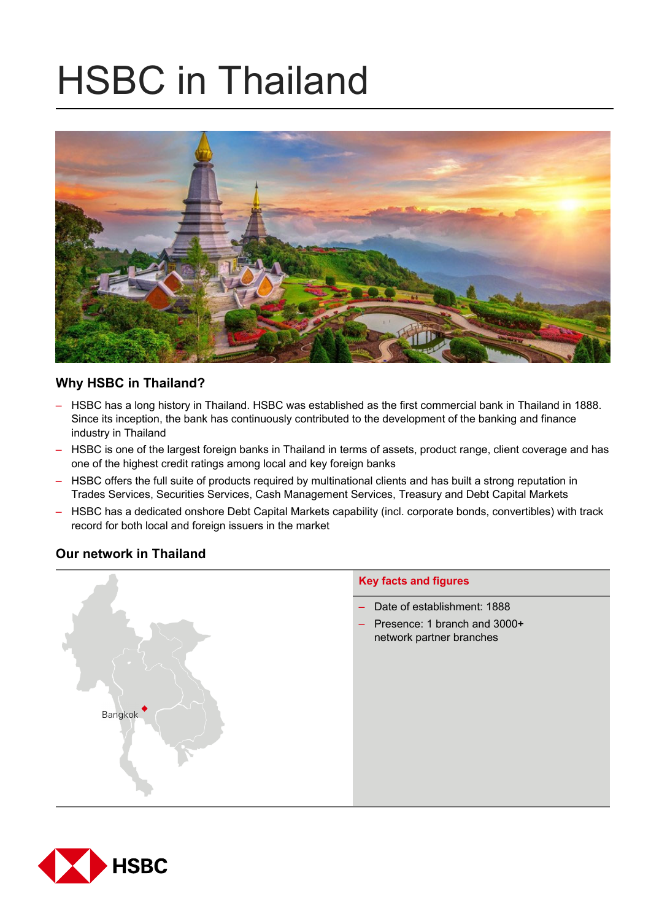# HSBC in Thailand

## Why HSBC in Thailand?

- HSBC has a long history in Thailand. HSBC was established as the first commercial bank in Thailand in 1888. Since its inception, the bank has continuously contributed to the development of the banking and finance industry in Thailand
- HSBC is one of the largest foreign banks in Thailand in terms of assets, product range, client coverage and has one of the highest credit ratings among local and key foreign banks
- HSBC offers the full suite of products required by multinational clients and has built a strong reputation in Trades Services, Securities Services, Cash Management Services, Treasury and Debt Capital Markets
- HSBC has a dedicated onshore Debt Capital Markets capability (incl. corporate bonds, convertibles) with track record for both local and foreign issuers in the market

## Our network in Thailand

Bangkok

### Key facts and figures

- Date of establishment: 1888
- Presence: 1 branch and 3000+ network partner branches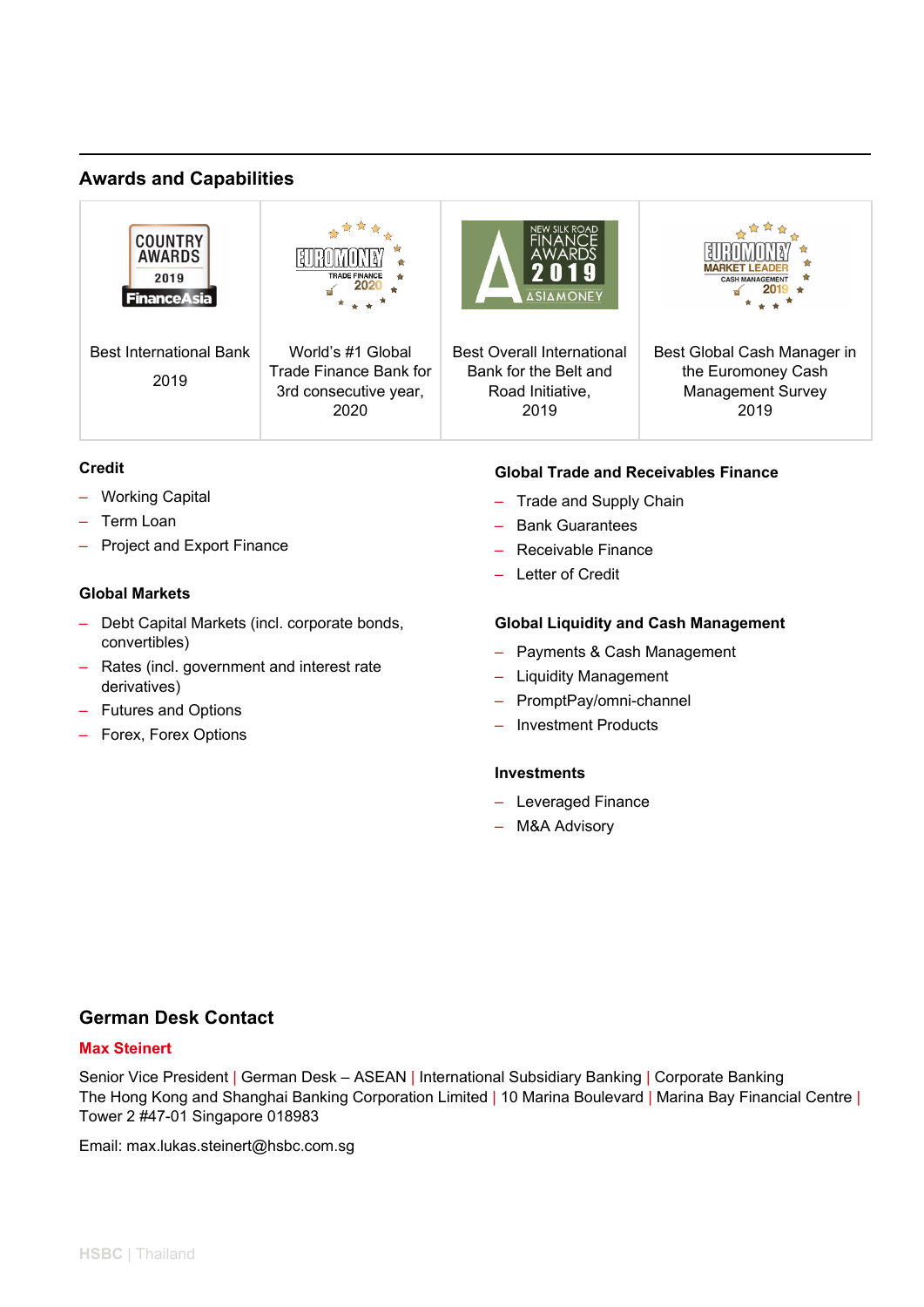## Awards and Capabilities

| | | | |
|---|---|---|---|
| Best International Bank 2019 | World's #1 Global Trade Finance Bank for 3rd consecutive year, 2020 | Best Overall International Bank for the Belt and Road Initiative, 2019 | Best Global Cash Manager in the Euromoney Cash Management Survey 2019 |

### Credit

- Working Capital
- Term Loan
- Project and Export Finance

### Global Markets

- Debt Capital Markets (incl. corporate bonds, convertibles)
- Rates (incl. government and interest rate derivatives)
- Futures and Options
- Forex, Forex Options

### Global Trade and Receivables Finance

- Trade and Supply Chain
- Bank Guarantees
- Receivable Finance
- Letter of Credit

### Global Liquidity and Cash Management

- Payments & Cash Management
- Liquidity Management
- PromptPay/omni-channel
- Investment Products

### Investments

- Leveraged Finance
- M&A Advisory

## German Desk Contact

**Max Steinert**

Senior Vice President | German Desk – ASEAN | International Subsidiary Banking | Corporate Banking
The Hong Kong and Shanghai Banking Corporation Limited | 10 Marina Boulevard | Marina Bay Financial Centre | Tower 2 #47-01 Singapore 018983

Email: max.lukas.steinert@hsbc.com.sg